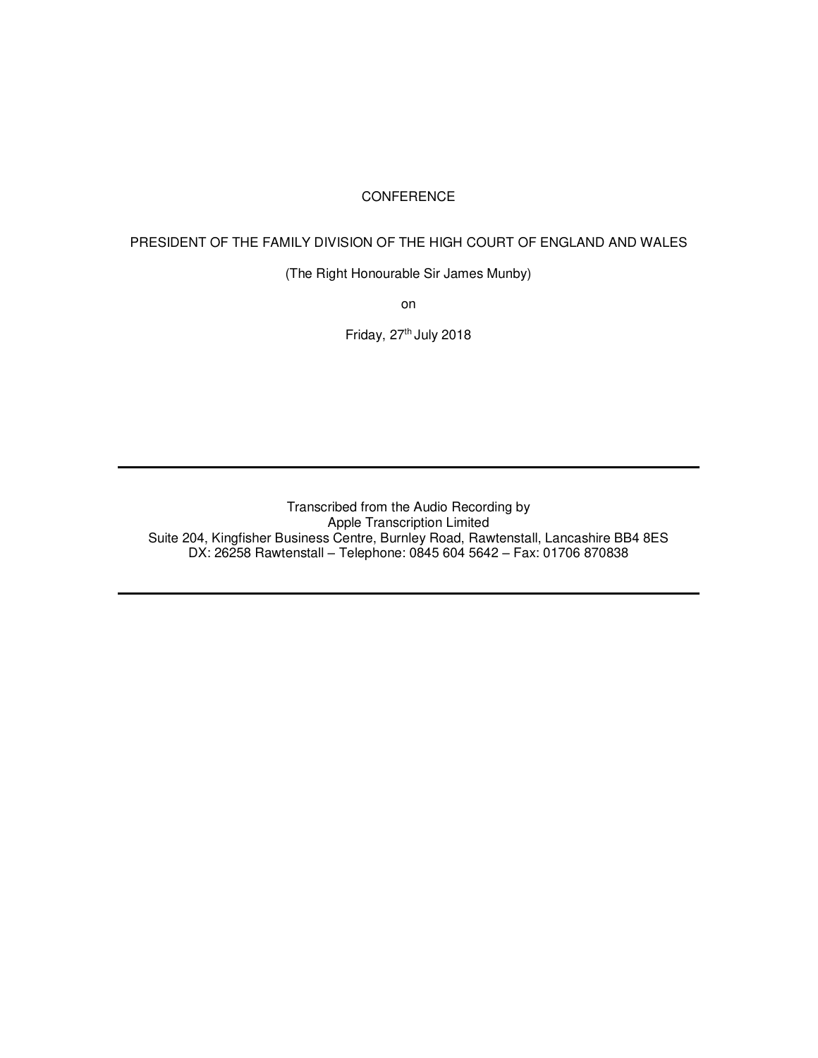CONFERENCE

PRESIDENT OF THE FAMILY DIVISION OF THE HIGH COURT OF ENGLAND AND WALES

(The Right Honourable Sir James Munby)

on

Friday, 27th July 2018

---

Transcribed from the Audio Recording by
Apple Transcription Limited
Suite 204, Kingfisher Business Centre, Burnley Road, Rawtenstall, Lancashire BB4 8ES
DX: 26258 Rawtenstall – Telephone: 0845 604 5642 – Fax: 01706 870838

---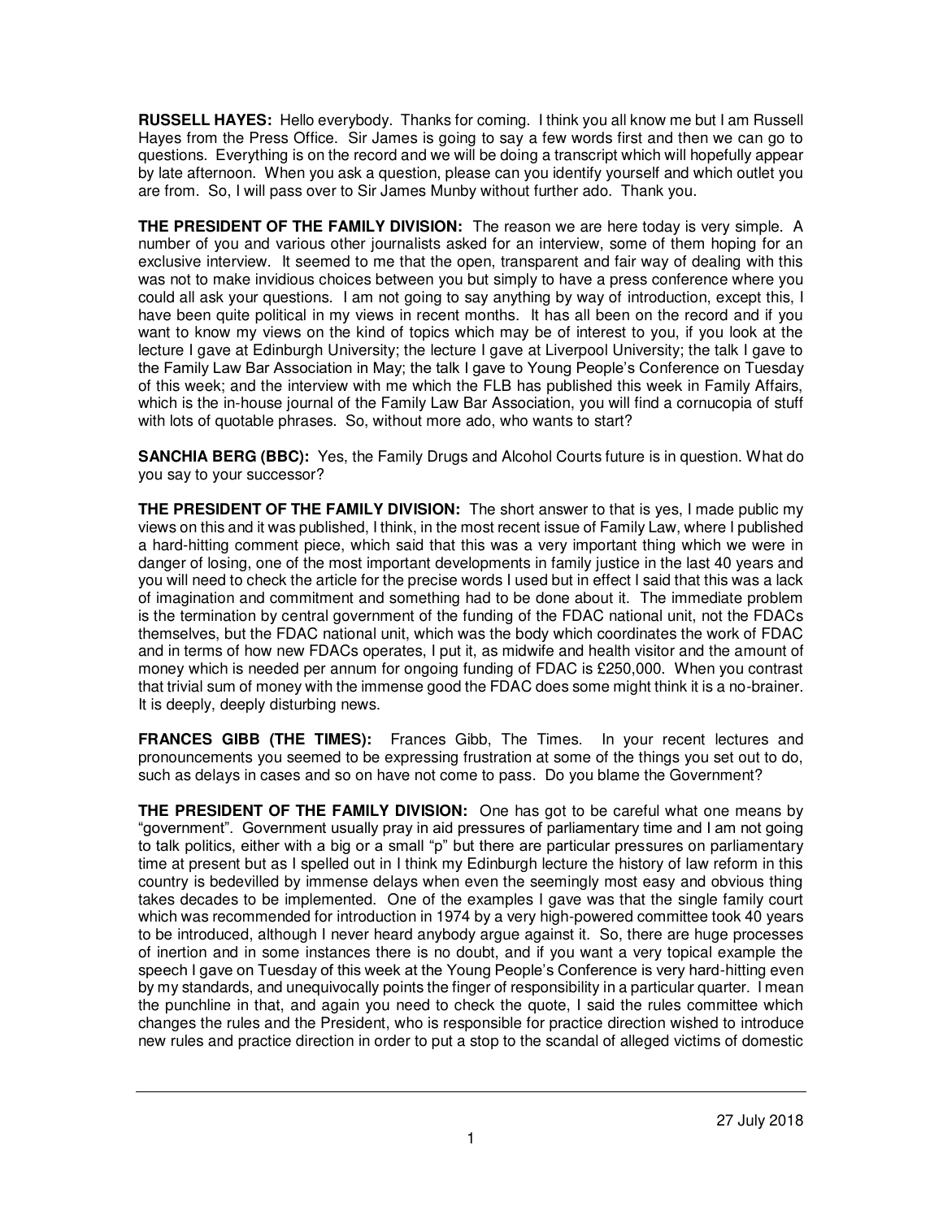**RUSSELL HAYES:** Hello everybody. Thanks for coming. I think you all know me but I am Russell Hayes from the Press Office. Sir James is going to say a few words first and then we can go to questions. Everything is on the record and we will be doing a transcript which will hopefully appear by late afternoon. When you ask a question, please can you identify yourself and which outlet you are from. So, I will pass over to Sir James Munby without further ado. Thank you.

**THE PRESIDENT OF THE FAMILY DIVISION:** The reason we are here today is very simple. A number of you and various other journalists asked for an interview, some of them hoping for an exclusive interview. It seemed to me that the open, transparent and fair way of dealing with this was not to make invidious choices between you but simply to have a press conference where you could all ask your questions. I am not going to say anything by way of introduction, except this, I have been quite political in my views in recent months. It has all been on the record and if you want to know my views on the kind of topics which may be of interest to you, if you look at the lecture I gave at Edinburgh University; the lecture I gave at Liverpool University; the talk I gave to the Family Law Bar Association in May; the talk I gave to Young People's Conference on Tuesday of this week; and the interview with me which the FLB has published this week in Family Affairs, which is the in-house journal of the Family Law Bar Association, you will find a cornucopia of stuff with lots of quotable phrases. So, without more ado, who wants to start?

**SANCHIA BERG (BBC):** Yes, the Family Drugs and Alcohol Courts future is in question. What do you say to your successor?

**THE PRESIDENT OF THE FAMILY DIVISION:** The short answer to that is yes, I made public my views on this and it was published, I think, in the most recent issue of Family Law, where I published a hard-hitting comment piece, which said that this was a very important thing which we were in danger of losing, one of the most important developments in family justice in the last 40 years and you will need to check the article for the precise words I used but in effect I said that this was a lack of imagination and commitment and something had to be done about it. The immediate problem is the termination by central government of the funding of the FDAC national unit, not the FDACs themselves, but the FDAC national unit, which was the body which coordinates the work of FDAC and in terms of how new FDACs operates, I put it, as midwife and health visitor and the amount of money which is needed per annum for ongoing funding of FDAC is £250,000. When you contrast that trivial sum of money with the immense good the FDAC does some might think it is a no-brainer. It is deeply, deeply disturbing news.

**FRANCES GIBB (THE TIMES):** Frances Gibb, The Times. In your recent lectures and pronouncements you seemed to be expressing frustration at some of the things you set out to do, such as delays in cases and so on have not come to pass. Do you blame the Government?

**THE PRESIDENT OF THE FAMILY DIVISION:** One has got to be careful what one means by "government". Government usually pray in aid pressures of parliamentary time and I am not going to talk politics, either with a big or a small "p" but there are particular pressures on parliamentary time at present but as I spelled out in I think my Edinburgh lecture the history of law reform in this country is bedevilled by immense delays when even the seemingly most easy and obvious thing takes decades to be implemented. One of the examples I gave was that the single family court which was recommended for introduction in 1974 by a very high-powered committee took 40 years to be introduced, although I never heard anybody argue against it. So, there are huge processes of inertion and in some instances there is no doubt, and if you want a very topical example the speech I gave on Tuesday of this week at the Young People's Conference is very hard-hitting even by my standards, and unequivocally points the finger of responsibility in a particular quarter. I mean the punchline in that, and again you need to check the quote, I said the rules committee which changes the rules and the President, who is responsible for practice direction wished to introduce new rules and practice direction in order to put a stop to the scandal of alleged victims of domestic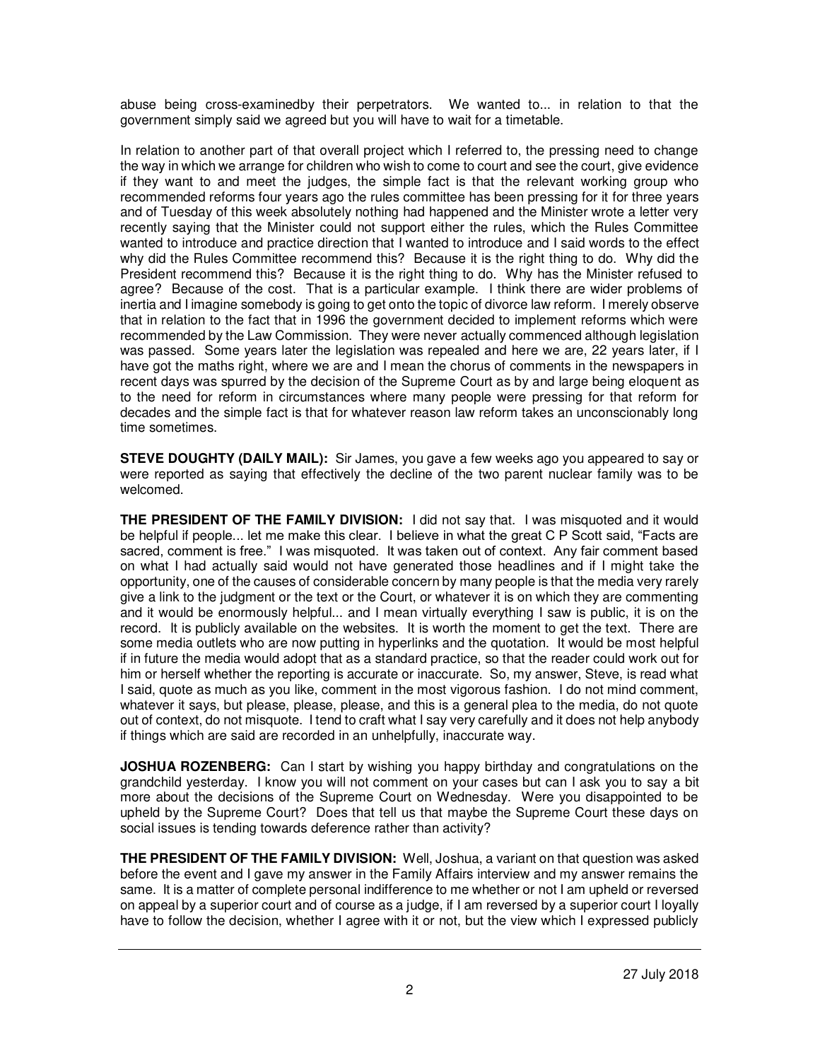abuse being cross-examinedby their perpetrators. We wanted to... in relation to that the government simply said we agreed but you will have to wait for a timetable.

In relation to another part of that overall project which I referred to, the pressing need to change the way in which we arrange for children who wish to come to court and see the court, give evidence if they want to and meet the judges, the simple fact is that the relevant working group who recommended reforms four years ago the rules committee has been pressing for it for three years and of Tuesday of this week absolutely nothing had happened and the Minister wrote a letter very recently saying that the Minister could not support either the rules, which the Rules Committee wanted to introduce and practice direction that I wanted to introduce and I said words to the effect why did the Rules Committee recommend this? Because it is the right thing to do. Why did the President recommend this? Because it is the right thing to do. Why has the Minister refused to agree? Because of the cost. That is a particular example. I think there are wider problems of inertia and I imagine somebody is going to get onto the topic of divorce law reform. I merely observe that in relation to the fact that in 1996 the government decided to implement reforms which were recommended by the Law Commission. They were never actually commenced although legislation was passed. Some years later the legislation was repealed and here we are, 22 years later, if I have got the maths right, where we are and I mean the chorus of comments in the newspapers in recent days was spurred by the decision of the Supreme Court as by and large being eloquent as to the need for reform in circumstances where many people were pressing for that reform for decades and the simple fact is that for whatever reason law reform takes an unconscionably long time sometimes.

**STEVE DOUGHTY (DAILY MAIL):** Sir James, you gave a few weeks ago you appeared to say or were reported as saying that effectively the decline of the two parent nuclear family was to be welcomed.

**THE PRESIDENT OF THE FAMILY DIVISION:** I did not say that. I was misquoted and it would be helpful if people... let me make this clear. I believe in what the great C P Scott said, "Facts are sacred, comment is free." I was misquoted. It was taken out of context. Any fair comment based on what I had actually said would not have generated those headlines and if I might take the opportunity, one of the causes of considerable concern by many people is that the media very rarely give a link to the judgment or the text or the Court, or whatever it is on which they are commenting and it would be enormously helpful... and I mean virtually everything I saw is public, it is on the record. It is publicly available on the websites. It is worth the moment to get the text. There are some media outlets who are now putting in hyperlinks and the quotation. It would be most helpful if in future the media would adopt that as a standard practice, so that the reader could work out for him or herself whether the reporting is accurate or inaccurate. So, my answer, Steve, is read what I said, quote as much as you like, comment in the most vigorous fashion. I do not mind comment, whatever it says, but please, please, please, and this is a general plea to the media, do not quote out of context, do not misquote. I tend to craft what I say very carefully and it does not help anybody if things which are said are recorded in an unhelpfully, inaccurate way.

**JOSHUA ROZENBERG:** Can I start by wishing you happy birthday and congratulations on the grandchild yesterday. I know you will not comment on your cases but can I ask you to say a bit more about the decisions of the Supreme Court on Wednesday. Were you disappointed to be upheld by the Supreme Court? Does that tell us that maybe the Supreme Court these days on social issues is tending towards deference rather than activity?

**THE PRESIDENT OF THE FAMILY DIVISION:** Well, Joshua, a variant on that question was asked before the event and I gave my answer in the Family Affairs interview and my answer remains the same. It is a matter of complete personal indifference to me whether or not I am upheld or reversed on appeal by a superior court and of course as a judge, if I am reversed by a superior court I loyally have to follow the decision, whether I agree with it or not, but the view which I expressed publicly

27 July 2018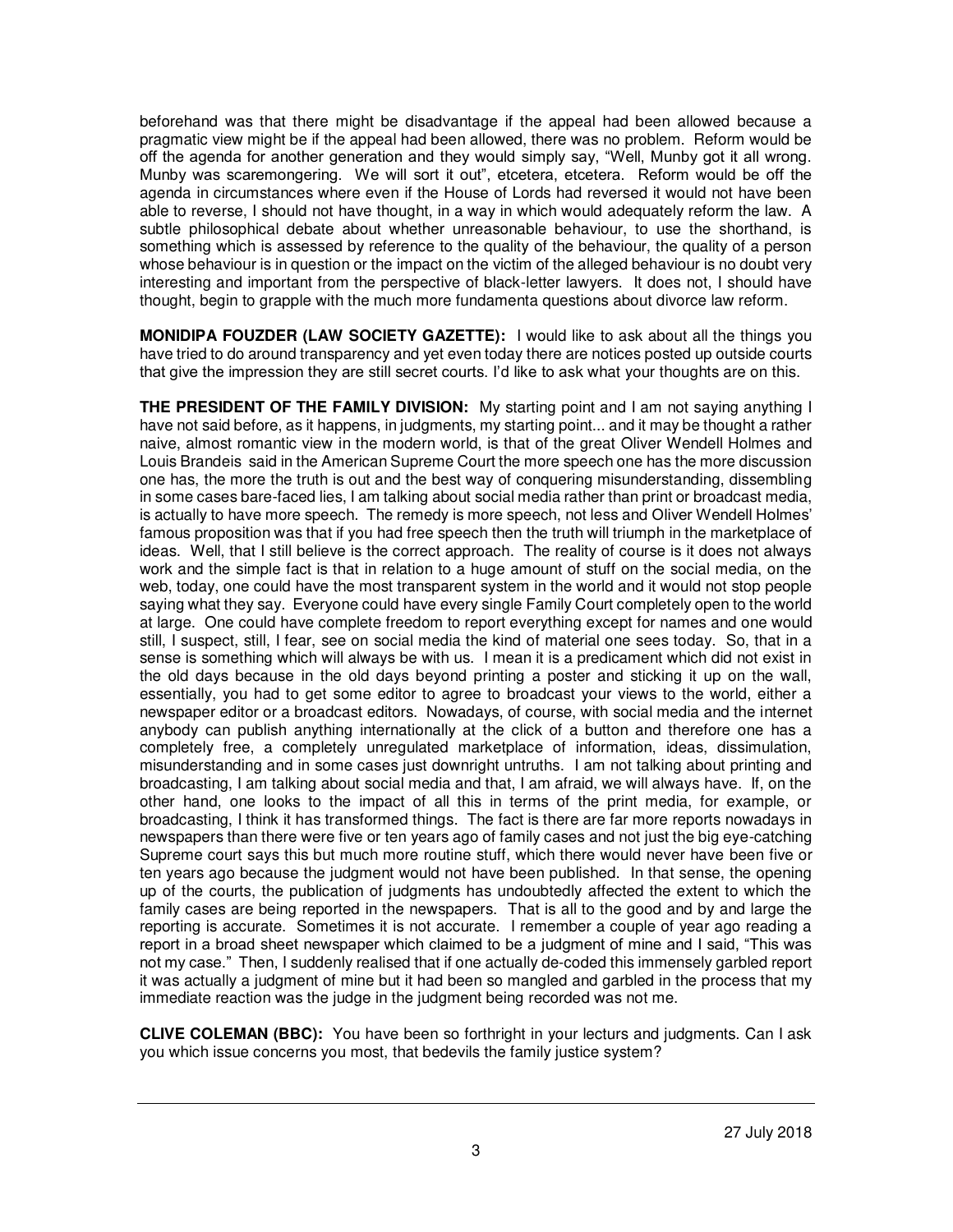beforehand was that there might be disadvantage if the appeal had been allowed because a pragmatic view might be if the appeal had been allowed, there was no problem. Reform would be off the agenda for another generation and they would simply say, "Well, Munby got it all wrong. Munby was scaremongering. We will sort it out", etcetera, etcetera. Reform would be off the agenda in circumstances where even if the House of Lords had reversed it would not have been able to reverse, I should not have thought, in a way in which would adequately reform the law. A subtle philosophical debate about whether unreasonable behaviour, to use the shorthand, is something which is assessed by reference to the quality of the behaviour, the quality of a person whose behaviour is in question or the impact on the victim of the alleged behaviour is no doubt very interesting and important from the perspective of black-letter lawyers. It does not, I should have thought, begin to grapple with the much more fundamenta questions about divorce law reform.

**MONIDIPA FOUZDER (LAW SOCIETY GAZETTE):** I would like to ask about all the things you have tried to do around transparency and yet even today there are notices posted up outside courts that give the impression they are still secret courts. I'd like to ask what your thoughts are on this.

**THE PRESIDENT OF THE FAMILY DIVISION:** My starting point and I am not saying anything I have not said before, as it happens, in judgments, my starting point... and it may be thought a rather naive, almost romantic view in the modern world, is that of the great Oliver Wendell Holmes and Louis Brandeis said in the American Supreme Court the more speech one has the more discussion one has, the more the truth is out and the best way of conquering misunderstanding, dissembling in some cases bare-faced lies, I am talking about social media rather than print or broadcast media, is actually to have more speech. The remedy is more speech, not less and Oliver Wendell Holmes' famous proposition was that if you had free speech then the truth will triumph in the marketplace of ideas. Well, that I still believe is the correct approach. The reality of course is it does not always work and the simple fact is that in relation to a huge amount of stuff on the social media, on the web, today, one could have the most transparent system in the world and it would not stop people saying what they say. Everyone could have every single Family Court completely open to the world at large. One could have complete freedom to report everything except for names and one would still, I suspect, still, I fear, see on social media the kind of material one sees today. So, that in a sense is something which will always be with us. I mean it is a predicament which did not exist in the old days because in the old days beyond printing a poster and sticking it up on the wall, essentially, you had to get some editor to agree to broadcast your views to the world, either a newspaper editor or a broadcast editors. Nowadays, of course, with social media and the internet anybody can publish anything internationally at the click of a button and therefore one has a completely free, a completely unregulated marketplace of information, ideas, dissimulation, misunderstanding and in some cases just downright untruths. I am not talking about printing and broadcasting, I am talking about social media and that, I am afraid, we will always have. If, on the other hand, one looks to the impact of all this in terms of the print media, for example, or broadcasting, I think it has transformed things. The fact is there are far more reports nowadays in newspapers than there were five or ten years ago of family cases and not just the big eye-catching Supreme court says this but much more routine stuff, which there would never have been five or ten years ago because the judgment would not have been published. In that sense, the opening up of the courts, the publication of judgments has undoubtedly affected the extent to which the family cases are being reported in the newspapers. That is all to the good and by and large the reporting is accurate. Sometimes it is not accurate. I remember a couple of year ago reading a report in a broad sheet newspaper which claimed to be a judgment of mine and I said, "This was not my case." Then, I suddenly realised that if one actually de-coded this immensely garbled report it was actually a judgment of mine but it had been so mangled and garbled in the process that my immediate reaction was the judge in the judgment being recorded was not me.

**CLIVE COLEMAN (BBC):** You have been so forthright in your lecturs and judgments. Can I ask you which issue concerns you most, that bedevils the family justice system?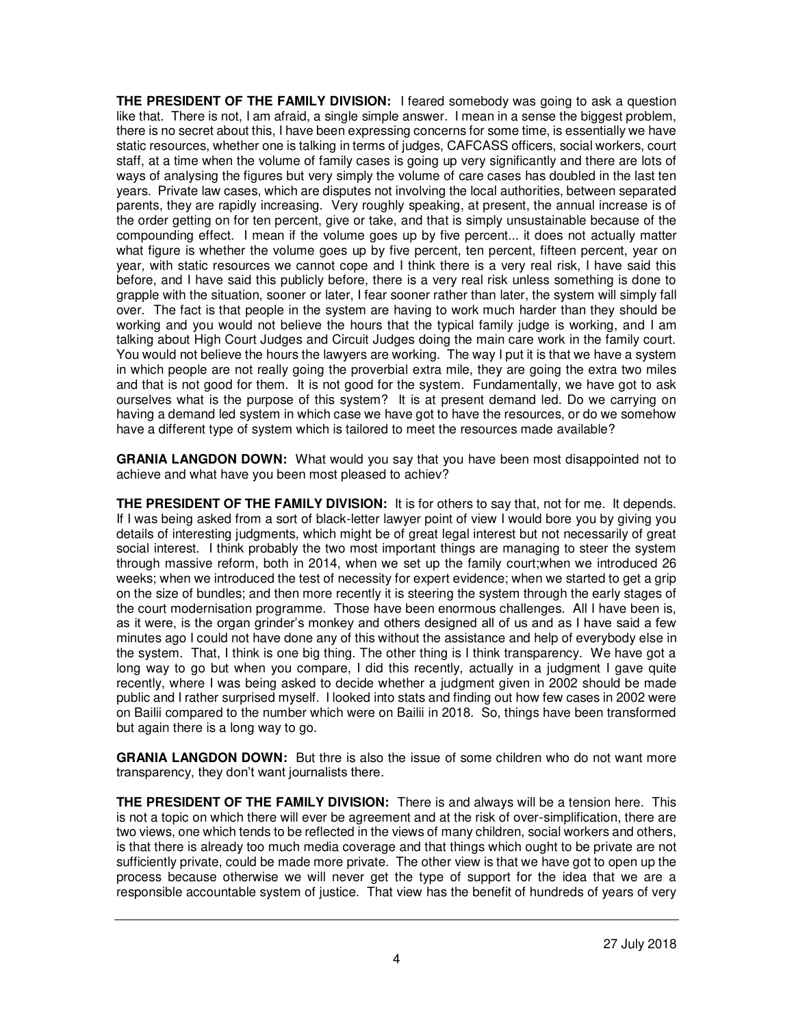**THE PRESIDENT OF THE FAMILY DIVISION:** I feared somebody was going to ask a question like that. There is not, I am afraid, a single simple answer. I mean in a sense the biggest problem, there is no secret about this, I have been expressing concerns for some time, is essentially we have static resources, whether one is talking in terms of judges, CAFCASS officers, social workers, court staff, at a time when the volume of family cases is going up very significantly and there are lots of ways of analysing the figures but very simply the volume of care cases has doubled in the last ten years. Private law cases, which are disputes not involving the local authorities, between separated parents, they are rapidly increasing. Very roughly speaking, at present, the annual increase is of the order getting on for ten percent, give or take, and that is simply unsustainable because of the compounding effect. I mean if the volume goes up by five percent... it does not actually matter what figure is whether the volume goes up by five percent, ten percent, fifteen percent, year on year, with static resources we cannot cope and I think there is a very real risk, I have said this before, and I have said this publicly before, there is a very real risk unless something is done to grapple with the situation, sooner or later, I fear sooner rather than later, the system will simply fall over. The fact is that people in the system are having to work much harder than they should be working and you would not believe the hours that the typical family judge is working, and I am talking about High Court Judges and Circuit Judges doing the main care work in the family court. You would not believe the hours the lawyers are working. The way I put it is that we have a system in which people are not really going the proverbial extra mile, they are going the extra two miles and that is not good for them. It is not good for the system. Fundamentally, we have got to ask ourselves what is the purpose of this system? It is at present demand led. Do we carrying on having a demand led system in which case we have got to have the resources, or do we somehow have a different type of system which is tailored to meet the resources made available?

**GRANIA LANGDON DOWN:** What would you say that you have been most disappointed not to achieve and what have you been most pleased to achiev?

**THE PRESIDENT OF THE FAMILY DIVISION:** It is for others to say that, not for me. It depends. If I was being asked from a sort of black-letter lawyer point of view I would bore you by giving you details of interesting judgments, which might be of great legal interest but not necessarily of great social interest. I think probably the two most important things are managing to steer the system through massive reform, both in 2014, when we set up the family court;when we introduced 26 weeks; when we introduced the test of necessity for expert evidence; when we started to get a grip on the size of bundles; and then more recently it is steering the system through the early stages of the court modernisation programme. Those have been enormous challenges. All I have been is, as it were, is the organ grinder's monkey and others designed all of us and as I have said a few minutes ago I could not have done any of this without the assistance and help of everybody else in the system. That, I think is one big thing. The other thing is I think transparency. We have got a long way to go but when you compare, I did this recently, actually in a judgment I gave quite recently, where I was being asked to decide whether a judgment given in 2002 should be made public and I rather surprised myself. I looked into stats and finding out how few cases in 2002 were on Bailii compared to the number which were on Bailii in 2018. So, things have been transformed but again there is a long way to go.

**GRANIA LANGDON DOWN:** But thre is also the issue of some children who do not want more transparency, they don't want journalists there.

**THE PRESIDENT OF THE FAMILY DIVISION:** There is and always will be a tension here. This is not a topic on which there will ever be agreement and at the risk of over-simplification, there are two views, one which tends to be reflected in the views of many children, social workers and others, is that there is already too much media coverage and that things which ought to be private are not sufficiently private, could be made more private. The other view is that we have got to open up the process because otherwise we will never get the type of support for the idea that we are a responsible accountable system of justice. That view has the benefit of hundreds of years of very

27 July 2018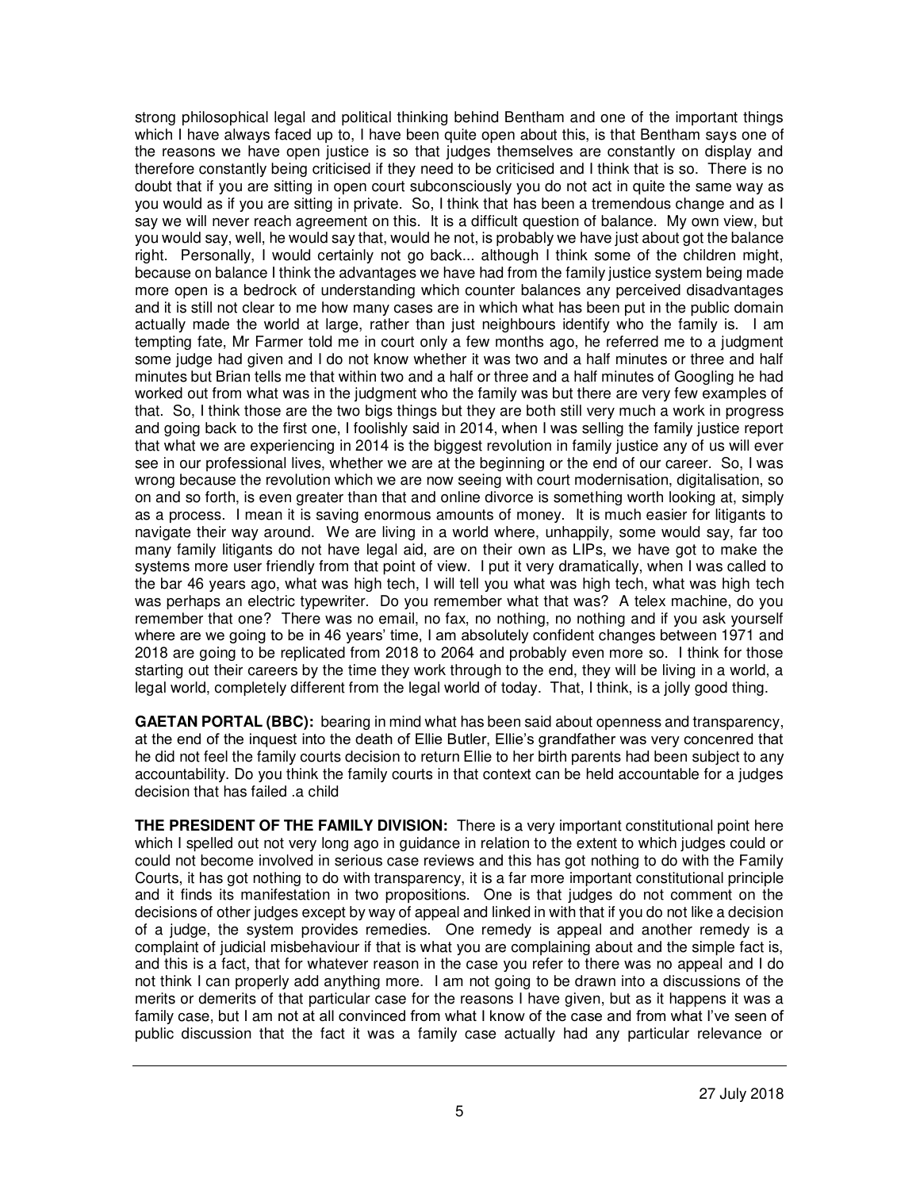strong philosophical legal and political thinking behind Bentham and one of the important things which I have always faced up to, I have been quite open about this, is that Bentham says one of the reasons we have open justice is so that judges themselves are constantly on display and therefore constantly being criticised if they need to be criticised and I think that is so. There is no doubt that if you are sitting in open court subconsciously you do not act in quite the same way as you would as if you are sitting in private. So, I think that has been a tremendous change and as I say we will never reach agreement on this. It is a difficult question of balance. My own view, but you would say, well, he would say that, would he not, is probably we have just about got the balance right. Personally, I would certainly not go back... although I think some of the children might, because on balance I think the advantages we have had from the family justice system being made more open is a bedrock of understanding which counter balances any perceived disadvantages and it is still not clear to me how many cases are in which what has been put in the public domain actually made the world at large, rather than just neighbours identify who the family is. I am tempting fate, Mr Farmer told me in court only a few months ago, he referred me to a judgment some judge had given and I do not know whether it was two and a half minutes or three and half minutes but Brian tells me that within two and a half or three and a half minutes of Googling he had worked out from what was in the judgment who the family was but there are very few examples of that. So, I think those are the two bigs things but they are both still very much a work in progress and going back to the first one, I foolishly said in 2014, when I was selling the family justice report that what we are experiencing in 2014 is the biggest revolution in family justice any of us will ever see in our professional lives, whether we are at the beginning or the end of our career. So, I was wrong because the revolution which we are now seeing with court modernisation, digitalisation, so on and so forth, is even greater than that and online divorce is something worth looking at, simply as a process. I mean it is saving enormous amounts of money. It is much easier for litigants to navigate their way around. We are living in a world where, unhappily, some would say, far too many family litigants do not have legal aid, are on their own as LIPs, we have got to make the systems more user friendly from that point of view. I put it very dramatically, when I was called to the bar 46 years ago, what was high tech, I will tell you what was high tech, what was high tech was perhaps an electric typewriter. Do you remember what that was? A telex machine, do you remember that one? There was no email, no fax, no nothing, no nothing and if you ask yourself where are we going to be in 46 years' time, I am absolutely confident changes between 1971 and 2018 are going to be replicated from 2018 to 2064 and probably even more so. I think for those starting out their careers by the time they work through to the end, they will be living in a world, a legal world, completely different from the legal world of today. That, I think, is a jolly good thing.

**GAETAN PORTAL (BBC):** bearing in mind what has been said about openness and transparency, at the end of the inquest into the death of Ellie Butler, Ellie's grandfather was very concenred that he did not feel the family courts decision to return Ellie to her birth parents had been subject to any accountability. Do you think the family courts in that context can be held accountable for a judges decision that has failed .a child

**THE PRESIDENT OF THE FAMILY DIVISION:** There is a very important constitutional point here which I spelled out not very long ago in guidance in relation to the extent to which judges could or could not become involved in serious case reviews and this has got nothing to do with the Family Courts, it has got nothing to do with transparency, it is a far more important constitutional principle and it finds its manifestation in two propositions. One is that judges do not comment on the decisions of other judges except by way of appeal and linked in with that if you do not like a decision of a judge, the system provides remedies. One remedy is appeal and another remedy is a complaint of judicial misbehaviour if that is what you are complaining about and the simple fact is, and this is a fact, that for whatever reason in the case you refer to there was no appeal and I do not think I can properly add anything more. I am not going to be drawn into a discussions of the merits or demerits of that particular case for the reasons I have given, but as it happens it was a family case, but I am not at all convinced from what I know of the case and from what I've seen of public discussion that the fact it was a family case actually had any particular relevance or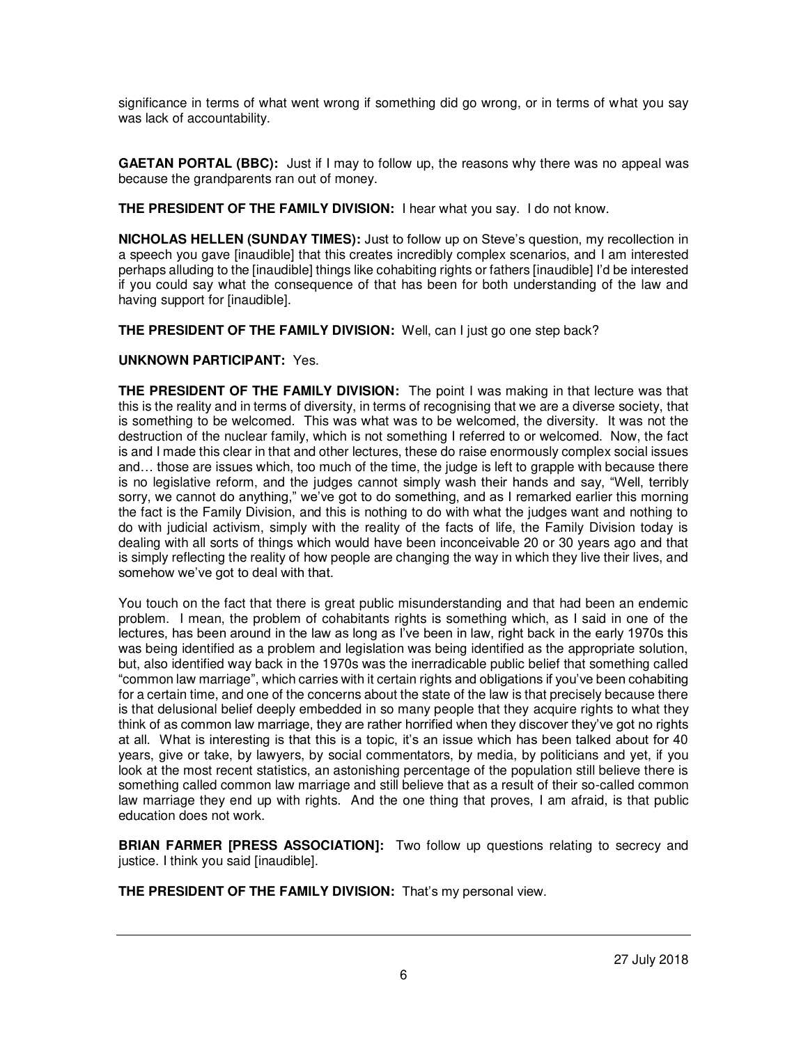significance in terms of what went wrong if something did go wrong, or in terms of what you say was lack of accountability.

**GAETAN PORTAL (BBC):** Just if I may to follow up, the reasons why there was no appeal was because the grandparents ran out of money.

**THE PRESIDENT OF THE FAMILY DIVISION:** I hear what you say. I do not know.

**NICHOLAS HELLEN (SUNDAY TIMES):** Just to follow up on Steve's question, my recollection in a speech you gave [inaudible] that this creates incredibly complex scenarios, and I am interested perhaps alluding to the [inaudible] things like cohabiting rights or fathers [inaudible] I'd be interested if you could say what the consequence of that has been for both understanding of the law and having support for [inaudible].

**THE PRESIDENT OF THE FAMILY DIVISION:** Well, can I just go one step back?

**UNKNOWN PARTICIPANT:** Yes.

**THE PRESIDENT OF THE FAMILY DIVISION:** The point I was making in that lecture was that this is the reality and in terms of diversity, in terms of recognising that we are a diverse society, that is something to be welcomed. This was what was to be welcomed, the diversity. It was not the destruction of the nuclear family, which is not something I referred to or welcomed. Now, the fact is and I made this clear in that and other lectures, these do raise enormously complex social issues and… those are issues which, too much of the time, the judge is left to grapple with because there is no legislative reform, and the judges cannot simply wash their hands and say, "Well, terribly sorry, we cannot do anything," we've got to do something, and as I remarked earlier this morning the fact is the Family Division, and this is nothing to do with what the judges want and nothing to do with judicial activism, simply with the reality of the facts of life, the Family Division today is dealing with all sorts of things which would have been inconceivable 20 or 30 years ago and that is simply reflecting the reality of how people are changing the way in which they live their lives, and somehow we've got to deal with that.

You touch on the fact that there is great public misunderstanding and that had been an endemic problem. I mean, the problem of cohabitants rights is something which, as I said in one of the lectures, has been around in the law as long as I've been in law, right back in the early 1970s this was being identified as a problem and legislation was being identified as the appropriate solution, but, also identified way back in the 1970s was the inerradicable public belief that something called "common law marriage", which carries with it certain rights and obligations if you've been cohabiting for a certain time, and one of the concerns about the state of the law is that precisely because there is that delusional belief deeply embedded in so many people that they acquire rights to what they think of as common law marriage, they are rather horrified when they discover they've got no rights at all. What is interesting is that this is a topic, it's an issue which has been talked about for 40 years, give or take, by lawyers, by social commentators, by media, by politicians and yet, if you look at the most recent statistics, an astonishing percentage of the population still believe there is something called common law marriage and still believe that as a result of their so-called common law marriage they end up with rights. And the one thing that proves, I am afraid, is that public education does not work.

**BRIAN FARMER [PRESS ASSOCIATION]:** Two follow up questions relating to secrecy and justice. I think you said [inaudible].

**THE PRESIDENT OF THE FAMILY DIVISION:** That's my personal view.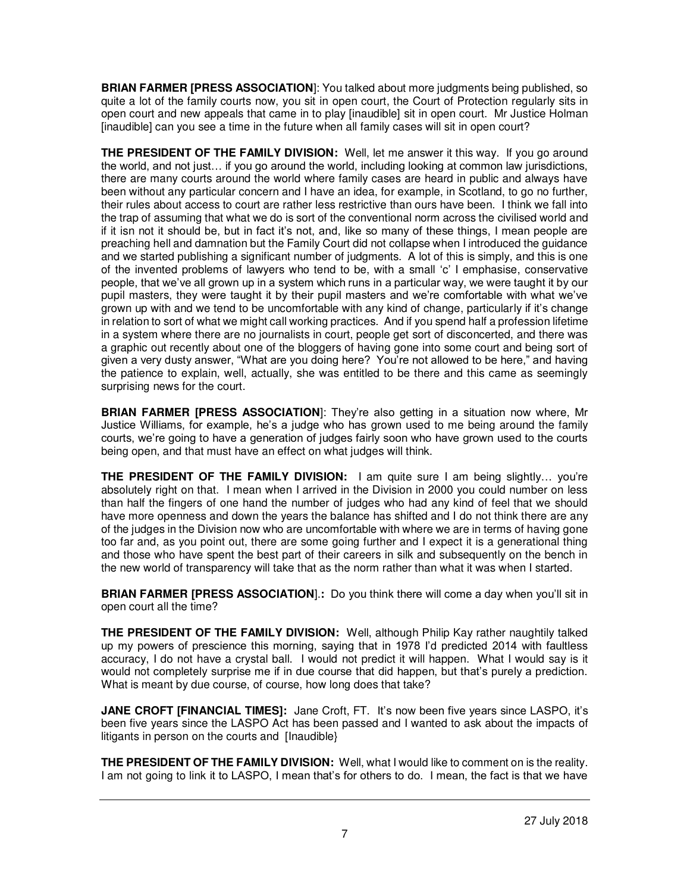**BRIAN FARMER [PRESS ASSOCIATION]**: You talked about more judgments being published, so quite a lot of the family courts now, you sit in open court, the Court of Protection regularly sits in open court and new appeals that came in to play [inaudible] sit in open court. Mr Justice Holman [inaudible] can you see a time in the future when all family cases will sit in open court?

**THE PRESIDENT OF THE FAMILY DIVISION:** Well, let me answer it this way. If you go around the world, and not just… if you go around the world, including looking at common law jurisdictions, there are many courts around the world where family cases are heard in public and always have been without any particular concern and I have an idea, for example, in Scotland, to go no further, their rules about access to court are rather less restrictive than ours have been. I think we fall into the trap of assuming that what we do is sort of the conventional norm across the civilised world and if it isn not it should be, but in fact it's not, and, like so many of these things, I mean people are preaching hell and damnation but the Family Court did not collapse when I introduced the guidance and we started publishing a significant number of judgments. A lot of this is simply, and this is one of the invented problems of lawyers who tend to be, with a small 'c' I emphasise, conservative people, that we've all grown up in a system which runs in a particular way, we were taught it by our pupil masters, they were taught it by their pupil masters and we're comfortable with what we've grown up with and we tend to be uncomfortable with any kind of change, particularly if it's change in relation to sort of what we might call working practices. And if you spend half a profession lifetime in a system where there are no journalists in court, people get sort of disconcerted, and there was a graphic out recently about one of the bloggers of having gone into some court and being sort of given a very dusty answer, "What are you doing here? You're not allowed to be here," and having the patience to explain, well, actually, she was entitled to be there and this came as seemingly surprising news for the court.

**BRIAN FARMER [PRESS ASSOCIATION]**: They're also getting in a situation now where, Mr Justice Williams, for example, he's a judge who has grown used to me being around the family courts, we're going to have a generation of judges fairly soon who have grown used to the courts being open, and that must have an effect on what judges will think.

**THE PRESIDENT OF THE FAMILY DIVISION:** I am quite sure I am being slightly… you're absolutely right on that. I mean when I arrived in the Division in 2000 you could number on less than half the fingers of one hand the number of judges who had any kind of feel that we should have more openness and down the years the balance has shifted and I do not think there are any of the judges in the Division now who are uncomfortable with where we are in terms of having gone too far and, as you point out, there are some going further and I expect it is a generational thing and those who have spent the best part of their careers in silk and subsequently on the bench in the new world of transparency will take that as the norm rather than what it was when I started.

**BRIAN FARMER [PRESS ASSOCIATION]**.**:** Do you think there will come a day when you'll sit in open court all the time?

**THE PRESIDENT OF THE FAMILY DIVISION:** Well, although Philip Kay rather naughtily talked up my powers of prescience this morning, saying that in 1978 I'd predicted 2014 with faultless accuracy, I do not have a crystal ball. I would not predict it will happen. What I would say is it would not completely surprise me if in due course that did happen, but that's purely a prediction. What is meant by due course, of course, how long does that take?

**JANE CROFT [FINANCIAL TIMES]:** Jane Croft, FT. It's now been five years since LASPO, it's been five years since the LASPO Act has been passed and I wanted to ask about the impacts of litigants in person on the courts and [Inaudible}

**THE PRESIDENT OF THE FAMILY DIVISION:** Well, what I would like to comment on is the reality. I am not going to link it to LASPO, I mean that's for others to do. I mean, the fact is that we have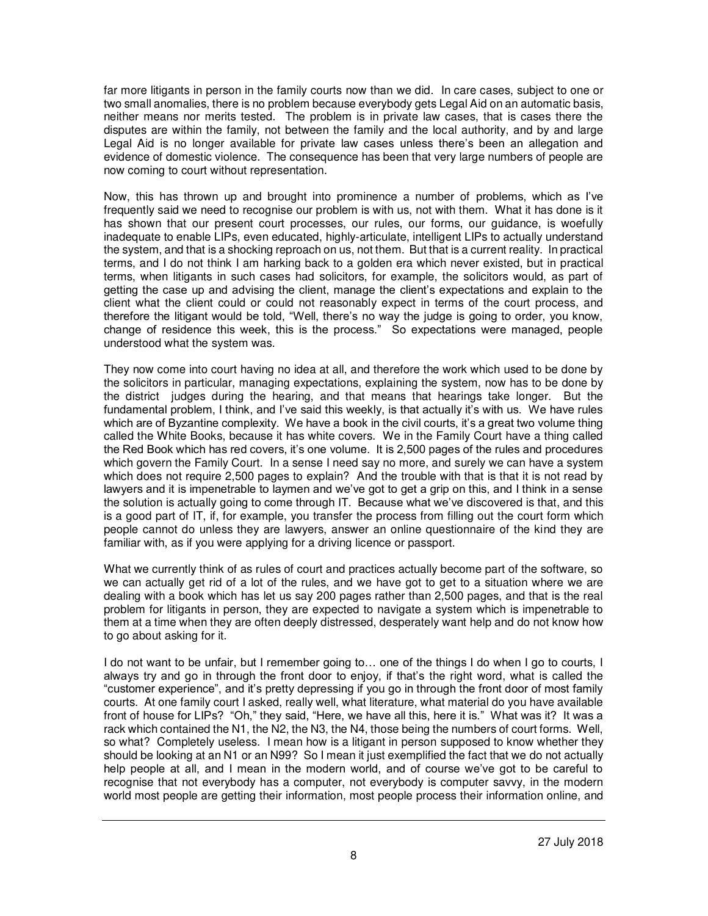far more litigants in person in the family courts now than we did. In care cases, subject to one or two small anomalies, there is no problem because everybody gets Legal Aid on an automatic basis, neither means nor merits tested. The problem is in private law cases, that is cases there the disputes are within the family, not between the family and the local authority, and by and large Legal Aid is no longer available for private law cases unless there's been an allegation and evidence of domestic violence. The consequence has been that very large numbers of people are now coming to court without representation.

Now, this has thrown up and brought into prominence a number of problems, which as I've frequently said we need to recognise our problem is with us, not with them. What it has done is it has shown that our present court processes, our rules, our forms, our guidance, is woefully inadequate to enable LIPs, even educated, highly-articulate, intelligent LIPs to actually understand the system, and that is a shocking reproach on us, not them. But that is a current reality. In practical terms, and I do not think I am harking back to a golden era which never existed, but in practical terms, when litigants in such cases had solicitors, for example, the solicitors would, as part of getting the case up and advising the client, manage the client's expectations and explain to the client what the client could or could not reasonably expect in terms of the court process, and therefore the litigant would be told, "Well, there's no way the judge is going to order, you know, change of residence this week, this is the process." So expectations were managed, people understood what the system was.

They now come into court having no idea at all, and therefore the work which used to be done by the solicitors in particular, managing expectations, explaining the system, now has to be done by the district judges during the hearing, and that means that hearings take longer. But the fundamental problem, I think, and I've said this weekly, is that actually it's with us. We have rules which are of Byzantine complexity. We have a book in the civil courts, it's a great two volume thing called the White Books, because it has white covers. We in the Family Court have a thing called the Red Book which has red covers, it's one volume. It is 2,500 pages of the rules and procedures which govern the Family Court. In a sense I need say no more, and surely we can have a system which does not require 2,500 pages to explain? And the trouble with that is that it is not read by lawyers and it is impenetrable to laymen and we've got to get a grip on this, and I think in a sense the solution is actually going to come through IT. Because what we've discovered is that, and this is a good part of IT, if, for example, you transfer the process from filling out the court form which people cannot do unless they are lawyers, answer an online questionnaire of the kind they are familiar with, as if you were applying for a driving licence or passport.

What we currently think of as rules of court and practices actually become part of the software, so we can actually get rid of a lot of the rules, and we have got to get to a situation where we are dealing with a book which has let us say 200 pages rather than 2,500 pages, and that is the real problem for litigants in person, they are expected to navigate a system which is impenetrable to them at a time when they are often deeply distressed, desperately want help and do not know how to go about asking for it.

I do not want to be unfair, but I remember going to… one of the things I do when I go to courts, I always try and go in through the front door to enjoy, if that's the right word, what is called the "customer experience", and it's pretty depressing if you go in through the front door of most family courts. At one family court I asked, really well, what literature, what material do you have available front of house for LIPs? "Oh," they said, "Here, we have all this, here it is." What was it? It was a rack which contained the N1, the N2, the N3, the N4, those being the numbers of court forms. Well, so what? Completely useless. I mean how is a litigant in person supposed to know whether they should be looking at an N1 or an N99? So I mean it just exemplified the fact that we do not actually help people at all, and I mean in the modern world, and of course we've got to be careful to recognise that not everybody has a computer, not everybody is computer savvy, in the modern world most people are getting their information, most people process their information online, and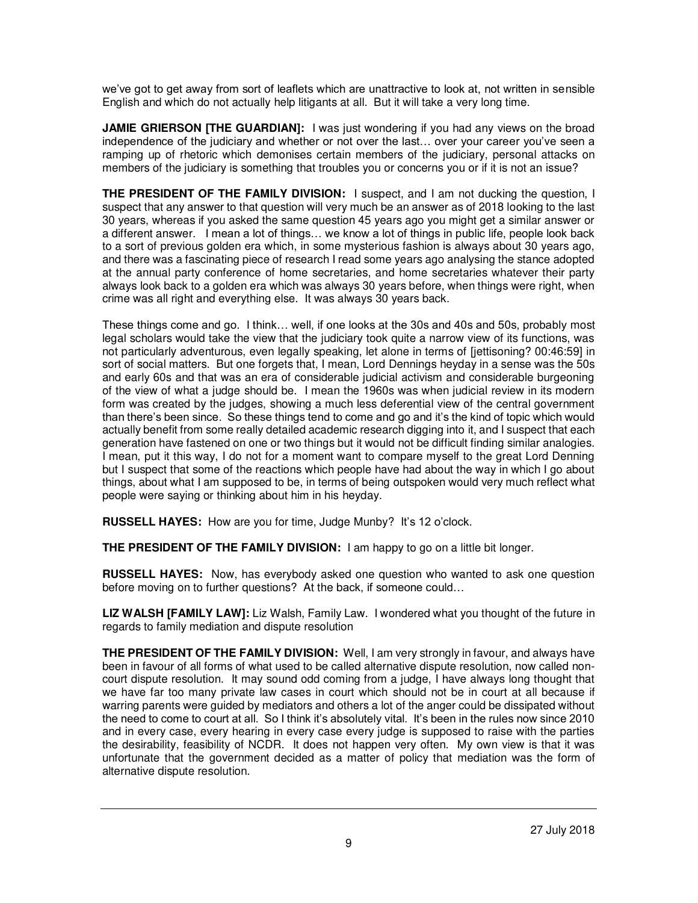we've got to get away from sort of leaflets which are unattractive to look at, not written in sensible English and which do not actually help litigants at all. But it will take a very long time.

**JAMIE GRIERSON [THE GUARDIAN]:** I was just wondering if you had any views on the broad independence of the judiciary and whether or not over the last… over your career you've seen a ramping up of rhetoric which demonises certain members of the judiciary, personal attacks on members of the judiciary is something that troubles you or concerns you or if it is not an issue?

**THE PRESIDENT OF THE FAMILY DIVISION:** I suspect, and I am not ducking the question, I suspect that any answer to that question will very much be an answer as of 2018 looking to the last 30 years, whereas if you asked the same question 45 years ago you might get a similar answer or a different answer. I mean a lot of things… we know a lot of things in public life, people look back to a sort of previous golden era which, in some mysterious fashion is always about 30 years ago, and there was a fascinating piece of research I read some years ago analysing the stance adopted at the annual party conference of home secretaries, and home secretaries whatever their party always look back to a golden era which was always 30 years before, when things were right, when crime was all right and everything else. It was always 30 years back.

These things come and go. I think… well, if one looks at the 30s and 40s and 50s, probably most legal scholars would take the view that the judiciary took quite a narrow view of its functions, was not particularly adventurous, even legally speaking, let alone in terms of [jettisoning? 00:46:59] in sort of social matters. But one forgets that, I mean, Lord Dennings heyday in a sense was the 50s and early 60s and that was an era of considerable judicial activism and considerable burgeoning of the view of what a judge should be. I mean the 1960s was when judicial review in its modern form was created by the judges, showing a much less deferential view of the central government than there's been since. So these things tend to come and go and it's the kind of topic which would actually benefit from some really detailed academic research digging into it, and I suspect that each generation have fastened on one or two things but it would not be difficult finding similar analogies. I mean, put it this way, I do not for a moment want to compare myself to the great Lord Denning but I suspect that some of the reactions which people have had about the way in which I go about things, about what I am supposed to be, in terms of being outspoken would very much reflect what people were saying or thinking about him in his heyday.

**RUSSELL HAYES:** How are you for time, Judge Munby? It's 12 o'clock.

**THE PRESIDENT OF THE FAMILY DIVISION:** I am happy to go on a little bit longer.

**RUSSELL HAYES:** Now, has everybody asked one question who wanted to ask one question before moving on to further questions? At the back, if someone could…

**LIZ WALSH [FAMILY LAW]:** Liz Walsh, Family Law. I wondered what you thought of the future in regards to family mediation and dispute resolution

**THE PRESIDENT OF THE FAMILY DIVISION:** Well, I am very strongly in favour, and always have been in favour of all forms of what used to be called alternative dispute resolution, now called non-court dispute resolution. It may sound odd coming from a judge, I have always long thought that we have far too many private law cases in court which should not be in court at all because if warring parents were guided by mediators and others a lot of the anger could be dissipated without the need to come to court at all. So I think it's absolutely vital. It's been in the rules now since 2010 and in every case, every hearing in every case every judge is supposed to raise with the parties the desirability, feasibility of NCDR. It does not happen very often. My own view is that it was unfortunate that the government decided as a matter of policy that mediation was the form of alternative dispute resolution.

27 July 2018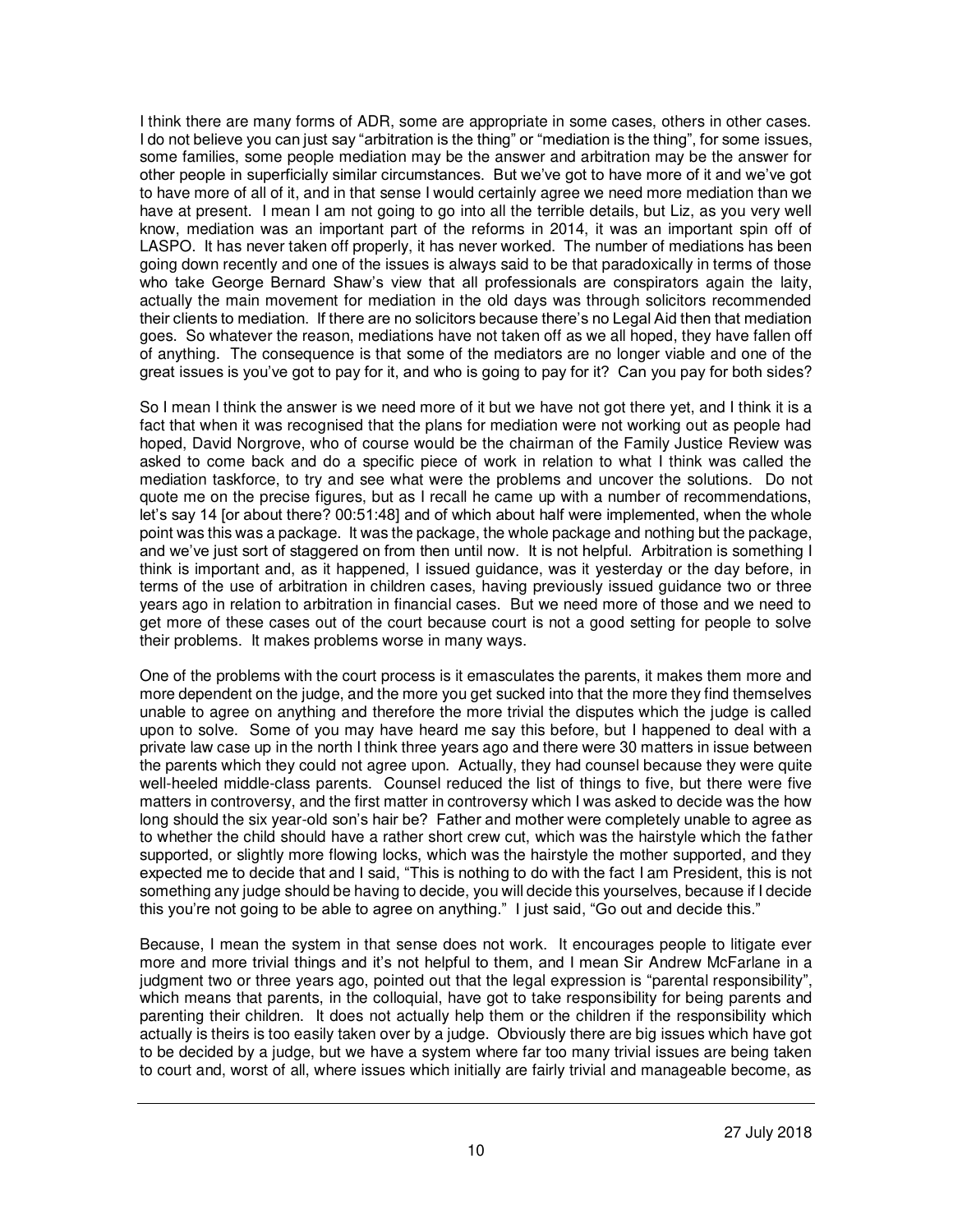I think there are many forms of ADR, some are appropriate in some cases, others in other cases. I do not believe you can just say "arbitration is the thing" or "mediation is the thing", for some issues, some families, some people mediation may be the answer and arbitration may be the answer for other people in superficially similar circumstances. But we've got to have more of it and we've got to have more of all of it, and in that sense I would certainly agree we need more mediation than we have at present. I mean I am not going to go into all the terrible details, but Liz, as you very well know, mediation was an important part of the reforms in 2014, it was an important spin off of LASPO. It has never taken off properly, it has never worked. The number of mediations has been going down recently and one of the issues is always said to be that paradoxically in terms of those who take George Bernard Shaw's view that all professionals are conspirators again the laity, actually the main movement for mediation in the old days was through solicitors recommended their clients to mediation. If there are no solicitors because there's no Legal Aid then that mediation goes. So whatever the reason, mediations have not taken off as we all hoped, they have fallen off of anything. The consequence is that some of the mediators are no longer viable and one of the great issues is you've got to pay for it, and who is going to pay for it? Can you pay for both sides?

So I mean I think the answer is we need more of it but we have not got there yet, and I think it is a fact that when it was recognised that the plans for mediation were not working out as people had hoped, David Norgrove, who of course would be the chairman of the Family Justice Review was asked to come back and do a specific piece of work in relation to what I think was called the mediation taskforce, to try and see what were the problems and uncover the solutions. Do not quote me on the precise figures, but as I recall he came up with a number of recommendations, let's say 14 [or about there? 00:51:48] and of which about half were implemented, when the whole point was this was a package. It was the package, the whole package and nothing but the package, and we've just sort of staggered on from then until now. It is not helpful. Arbitration is something I think is important and, as it happened, I issued guidance, was it yesterday or the day before, in terms of the use of arbitration in children cases, having previously issued guidance two or three years ago in relation to arbitration in financial cases. But we need more of those and we need to get more of these cases out of the court because court is not a good setting for people to solve their problems. It makes problems worse in many ways.

One of the problems with the court process is it emasculates the parents, it makes them more and more dependent on the judge, and the more you get sucked into that the more they find themselves unable to agree on anything and therefore the more trivial the disputes which the judge is called upon to solve. Some of you may have heard me say this before, but I happened to deal with a private law case up in the north I think three years ago and there were 30 matters in issue between the parents which they could not agree upon. Actually, they had counsel because they were quite well-heeled middle-class parents. Counsel reduced the list of things to five, but there were five matters in controversy, and the first matter in controversy which I was asked to decide was the how long should the six year-old son's hair be? Father and mother were completely unable to agree as to whether the child should have a rather short crew cut, which was the hairstyle which the father supported, or slightly more flowing locks, which was the hairstyle the mother supported, and they expected me to decide that and I said, "This is nothing to do with the fact I am President, this is not something any judge should be having to decide, you will decide this yourselves, because if I decide this you're not going to be able to agree on anything." I just said, "Go out and decide this."

Because, I mean the system in that sense does not work. It encourages people to litigate ever more and more trivial things and it's not helpful to them, and I mean Sir Andrew McFarlane in a judgment two or three years ago, pointed out that the legal expression is "parental responsibility", which means that parents, in the colloquial, have got to take responsibility for being parents and parenting their children. It does not actually help them or the children if the responsibility which actually is theirs is too easily taken over by a judge. Obviously there are big issues which have got to be decided by a judge, but we have a system where far too many trivial issues are being taken to court and, worst of all, where issues which initially are fairly trivial and manageable become, as

27 July 2018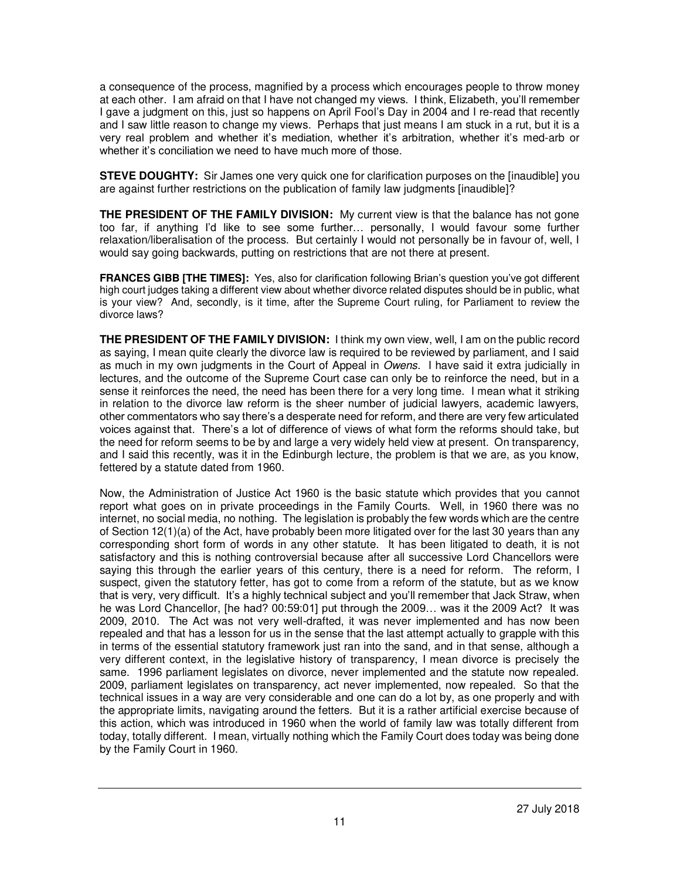a consequence of the process, magnified by a process which encourages people to throw money at each other. I am afraid on that I have not changed my views. I think, Elizabeth, you'll remember I gave a judgment on this, just so happens on April Fool's Day in 2004 and I re-read that recently and I saw little reason to change my views. Perhaps that just means I am stuck in a rut, but it is a very real problem and whether it's mediation, whether it's arbitration, whether it's med-arb or whether it's conciliation we need to have much more of those.

**STEVE DOUGHTY:** Sir James one very quick one for clarification purposes on the [inaudible] you are against further restrictions on the publication of family law judgments [inaudible]?

**THE PRESIDENT OF THE FAMILY DIVISION:** My current view is that the balance has not gone too far, if anything I'd like to see some further… personally, I would favour some further relaxation/liberalisation of the process. But certainly I would not personally be in favour of, well, I would say going backwards, putting on restrictions that are not there at present.

**FRANCES GIBB [THE TIMES]:** Yes, also for clarification following Brian's question you've got different high court judges taking a different view about whether divorce related disputes should be in public, what is your view? And, secondly, is it time, after the Supreme Court ruling, for Parliament to review the divorce laws?

**THE PRESIDENT OF THE FAMILY DIVISION:** I think my own view, well, I am on the public record as saying, I mean quite clearly the divorce law is required to be reviewed by parliament, and I said as much in my own judgments in the Court of Appeal in *Owens*. I have said it extra judicially in lectures, and the outcome of the Supreme Court case can only be to reinforce the need, but in a sense it reinforces the need, the need has been there for a very long time. I mean what it striking in relation to the divorce law reform is the sheer number of judicial lawyers, academic lawyers, other commentators who say there's a desperate need for reform, and there are very few articulated voices against that. There's a lot of difference of views of what form the reforms should take, but the need for reform seems to be by and large a very widely held view at present. On transparency, and I said this recently, was it in the Edinburgh lecture, the problem is that we are, as you know, fettered by a statute dated from 1960.

Now, the Administration of Justice Act 1960 is the basic statute which provides that you cannot report what goes on in private proceedings in the Family Courts. Well, in 1960 there was no internet, no social media, no nothing. The legislation is probably the few words which are the centre of Section 12(1)(a) of the Act, have probably been more litigated over for the last 30 years than any corresponding short form of words in any other statute. It has been litigated to death, it is not satisfactory and this is nothing controversial because after all successive Lord Chancellors were saying this through the earlier years of this century, there is a need for reform. The reform, I suspect, given the statutory fetter, has got to come from a reform of the statute, but as we know that is very, very difficult. It's a highly technical subject and you'll remember that Jack Straw, when he was Lord Chancellor, [he had? 00:59:01] put through the 2009… was it the 2009 Act? It was 2009, 2010. The Act was not very well-drafted, it was never implemented and has now been repealed and that has a lesson for us in the sense that the last attempt actually to grapple with this in terms of the essential statutory framework just ran into the sand, and in that sense, although a very different context, in the legislative history of transparency, I mean divorce is precisely the same. 1996 parliament legislates on divorce, never implemented and the statute now repealed. 2009, parliament legislates on transparency, act never implemented, now repealed. So that the technical issues in a way are very considerable and one can do a lot by, as one properly and with the appropriate limits, navigating around the fetters. But it is a rather artificial exercise because of this action, which was introduced in 1960 when the world of family law was totally different from today, totally different. I mean, virtually nothing which the Family Court does today was being done by the Family Court in 1960.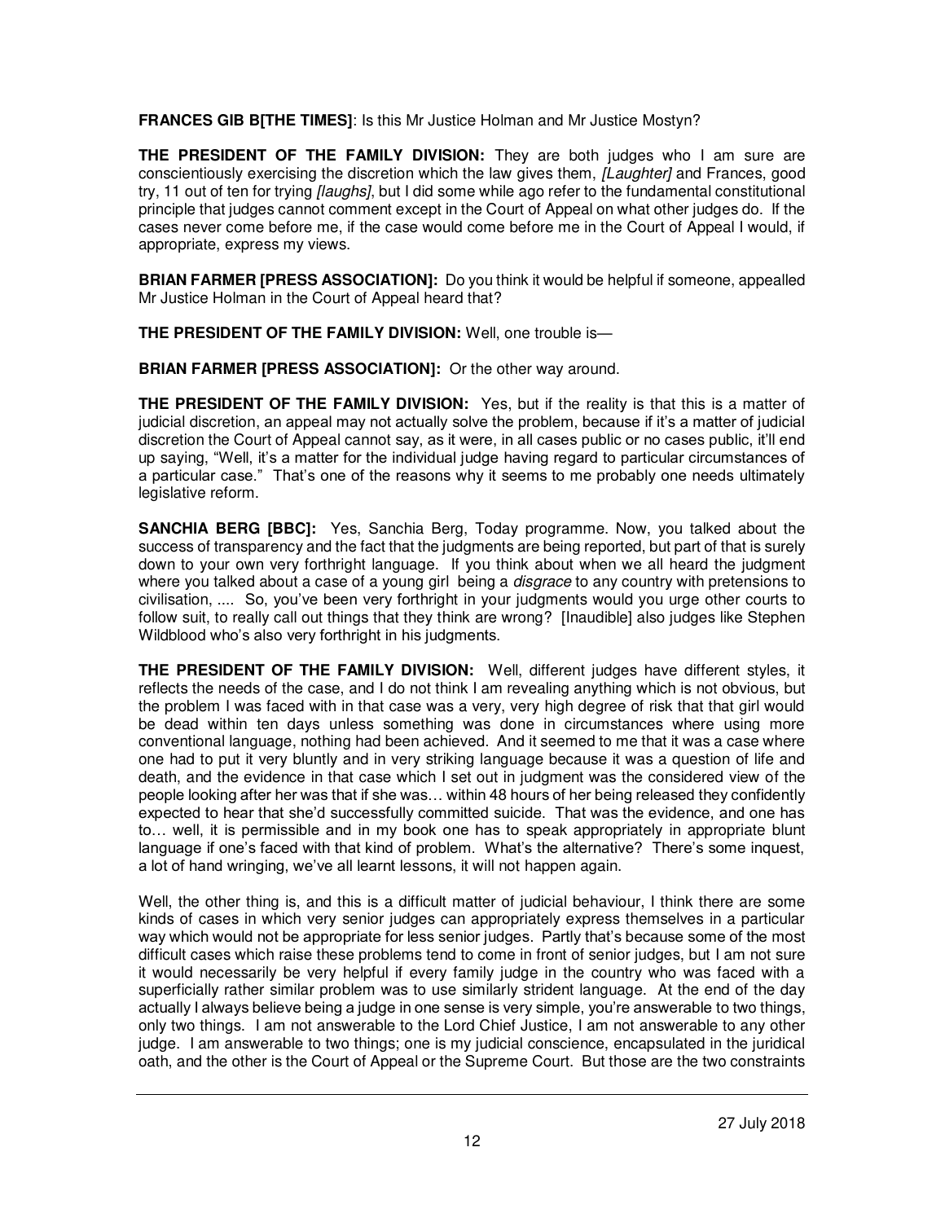**FRANCES GIB B[THE TIMES]**: Is this Mr Justice Holman and Mr Justice Mostyn?

**THE PRESIDENT OF THE FAMILY DIVISION:** They are both judges who I am sure are conscientiously exercising the discretion which the law gives them, *[Laughter]* and Frances, good try, 11 out of ten for trying *[laughs]*, but I did some while ago refer to the fundamental constitutional principle that judges cannot comment except in the Court of Appeal on what other judges do. If the cases never come before me, if the case would come before me in the Court of Appeal I would, if appropriate, express my views.

**BRIAN FARMER [PRESS ASSOCIATION]:** Do you think it would be helpful if someone, appealled Mr Justice Holman in the Court of Appeal heard that?

**THE PRESIDENT OF THE FAMILY DIVISION:** Well, one trouble is—

**BRIAN FARMER [PRESS ASSOCIATION]:** Or the other way around.

**THE PRESIDENT OF THE FAMILY DIVISION:** Yes, but if the reality is that this is a matter of judicial discretion, an appeal may not actually solve the problem, because if it's a matter of judicial discretion the Court of Appeal cannot say, as it were, in all cases public or no cases public, it'll end up saying, "Well, it's a matter for the individual judge having regard to particular circumstances of a particular case." That's one of the reasons why it seems to me probably one needs ultimately legislative reform.

**SANCHIA BERG [BBC]:** Yes, Sanchia Berg, Today programme. Now, you talked about the success of transparency and the fact that the judgments are being reported, but part of that is surely down to your own very forthright language. If you think about when we all heard the judgment where you talked about a case of a young girl being a *disgrace* to any country with pretensions to civilisation, .... So, you've been very forthright in your judgments would you urge other courts to follow suit, to really call out things that they think are wrong? [Inaudible] also judges like Stephen Wildblood who's also very forthright in his judgments.

**THE PRESIDENT OF THE FAMILY DIVISION:** Well, different judges have different styles, it reflects the needs of the case, and I do not think I am revealing anything which is not obvious, but the problem I was faced with in that case was a very, very high degree of risk that that girl would be dead within ten days unless something was done in circumstances where using more conventional language, nothing had been achieved. And it seemed to me that it was a case where one had to put it very bluntly and in very striking language because it was a question of life and death, and the evidence in that case which I set out in judgment was the considered view of the people looking after her was that if she was… within 48 hours of her being released they confidently expected to hear that she'd successfully committed suicide. That was the evidence, and one has to… well, it is permissible and in my book one has to speak appropriately in appropriate blunt language if one's faced with that kind of problem. What's the alternative? There's some inquest, a lot of hand wringing, we've all learnt lessons, it will not happen again.

Well, the other thing is, and this is a difficult matter of judicial behaviour, I think there are some kinds of cases in which very senior judges can appropriately express themselves in a particular way which would not be appropriate for less senior judges. Partly that's because some of the most difficult cases which raise these problems tend to come in front of senior judges, but I am not sure it would necessarily be very helpful if every family judge in the country who was faced with a superficially rather similar problem was to use similarly strident language. At the end of the day actually I always believe being a judge in one sense is very simple, you're answerable to two things, only two things. I am not answerable to the Lord Chief Justice, I am not answerable to any other judge. I am answerable to two things; one is my judicial conscience, encapsulated in the juridical oath, and the other is the Court of Appeal or the Supreme Court. But those are the two constraints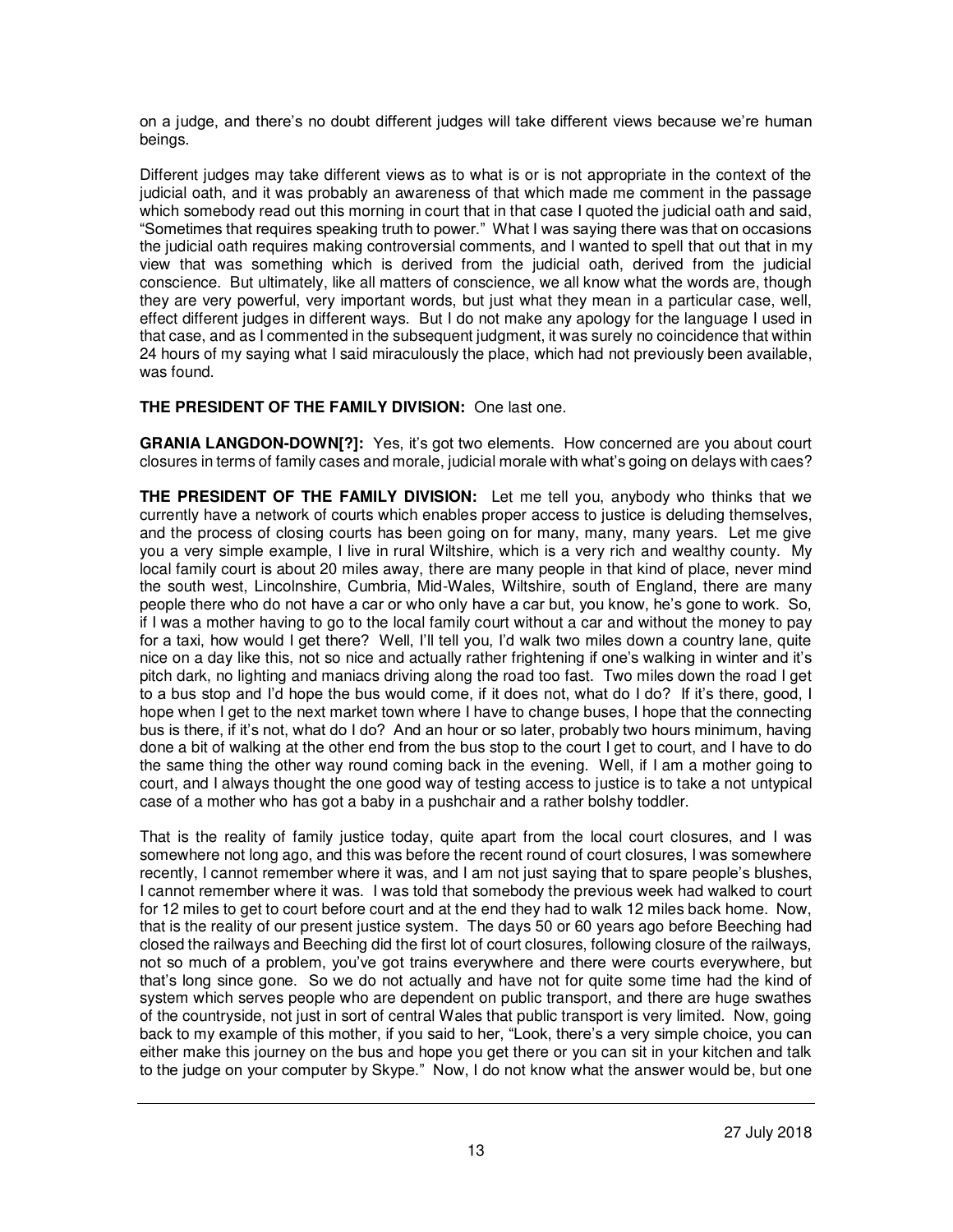on a judge, and there's no doubt different judges will take different views because we're human beings.

Different judges may take different views as to what is or is not appropriate in the context of the judicial oath, and it was probably an awareness of that which made me comment in the passage which somebody read out this morning in court that in that case I quoted the judicial oath and said, "Sometimes that requires speaking truth to power." What I was saying there was that on occasions the judicial oath requires making controversial comments, and I wanted to spell that out that in my view that was something which is derived from the judicial oath, derived from the judicial conscience. But ultimately, like all matters of conscience, we all know what the words are, though they are very powerful, very important words, but just what they mean in a particular case, well, effect different judges in different ways. But I do not make any apology for the language I used in that case, and as I commented in the subsequent judgment, it was surely no coincidence that within 24 hours of my saying what I said miraculously the place, which had not previously been available, was found.

**THE PRESIDENT OF THE FAMILY DIVISION:** One last one.

**GRANIA LANGDON-DOWN[?]:** Yes, it's got two elements. How concerned are you about court closures in terms of family cases and morale, judicial morale with what's going on delays with caes?

**THE PRESIDENT OF THE FAMILY DIVISION:** Let me tell you, anybody who thinks that we currently have a network of courts which enables proper access to justice is deluding themselves, and the process of closing courts has been going on for many, many, many years. Let me give you a very simple example, I live in rural Wiltshire, which is a very rich and wealthy county. My local family court is about 20 miles away, there are many people in that kind of place, never mind the south west, Lincolnshire, Cumbria, Mid-Wales, Wiltshire, south of England, there are many people there who do not have a car or who only have a car but, you know, he's gone to work. So, if I was a mother having to go to the local family court without a car and without the money to pay for a taxi, how would I get there? Well, I'll tell you, I'd walk two miles down a country lane, quite nice on a day like this, not so nice and actually rather frightening if one's walking in winter and it's pitch dark, no lighting and maniacs driving along the road too fast. Two miles down the road I get to a bus stop and I'd hope the bus would come, if it does not, what do I do? If it's there, good, I hope when I get to the next market town where I have to change buses, I hope that the connecting bus is there, if it's not, what do I do? And an hour or so later, probably two hours minimum, having done a bit of walking at the other end from the bus stop to the court I get to court, and I have to do the same thing the other way round coming back in the evening. Well, if I am a mother going to court, and I always thought the one good way of testing access to justice is to take a not untypical case of a mother who has got a baby in a pushchair and a rather bolshy toddler.

That is the reality of family justice today, quite apart from the local court closures, and I was somewhere not long ago, and this was before the recent round of court closures, I was somewhere recently, I cannot remember where it was, and I am not just saying that to spare people's blushes, I cannot remember where it was. I was told that somebody the previous week had walked to court for 12 miles to get to court before court and at the end they had to walk 12 miles back home. Now, that is the reality of our present justice system. The days 50 or 60 years ago before Beeching had closed the railways and Beeching did the first lot of court closures, following closure of the railways, not so much of a problem, you've got trains everywhere and there were courts everywhere, but that's long since gone. So we do not actually and have not for quite some time had the kind of system which serves people who are dependent on public transport, and there are huge swathes of the countryside, not just in sort of central Wales that public transport is very limited. Now, going back to my example of this mother, if you said to her, "Look, there's a very simple choice, you can either make this journey on the bus and hope you get there or you can sit in your kitchen and talk to the judge on your computer by Skype." Now, I do not know what the answer would be, but one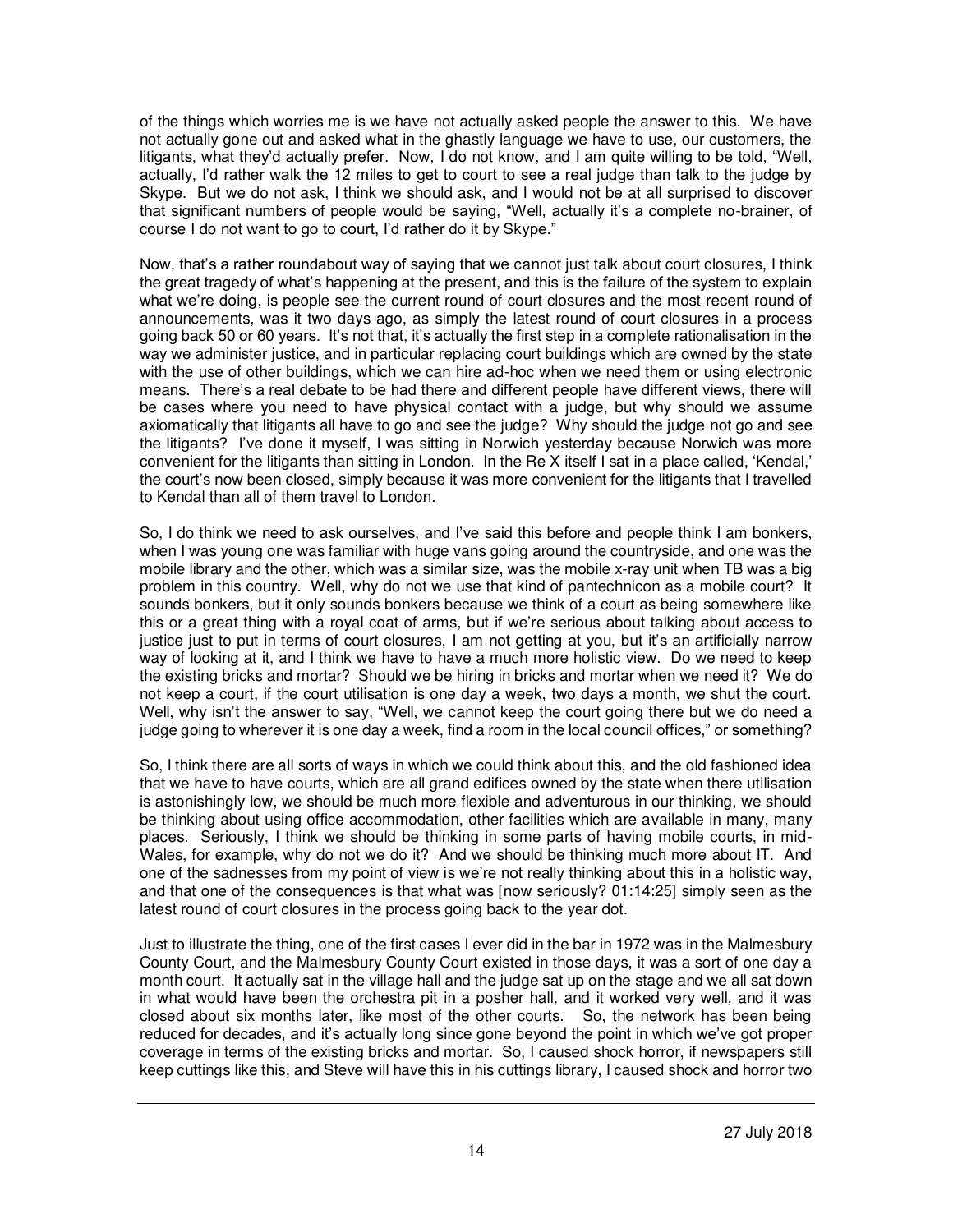of the things which worries me is we have not actually asked people the answer to this. We have not actually gone out and asked what in the ghastly language we have to use, our customers, the litigants, what they'd actually prefer. Now, I do not know, and I am quite willing to be told, "Well, actually, I'd rather walk the 12 miles to get to court to see a real judge than talk to the judge by Skype. But we do not ask, I think we should ask, and I would not be at all surprised to discover that significant numbers of people would be saying, "Well, actually it's a complete no-brainer, of course I do not want to go to court, I'd rather do it by Skype."

Now, that's a rather roundabout way of saying that we cannot just talk about court closures, I think the great tragedy of what's happening at the present, and this is the failure of the system to explain what we're doing, is people see the current round of court closures and the most recent round of announcements, was it two days ago, as simply the latest round of court closures in a process going back 50 or 60 years. It's not that, it's actually the first step in a complete rationalisation in the way we administer justice, and in particular replacing court buildings which are owned by the state with the use of other buildings, which we can hire ad-hoc when we need them or using electronic means. There's a real debate to be had there and different people have different views, there will be cases where you need to have physical contact with a judge, but why should we assume axiomatically that litigants all have to go and see the judge? Why should the judge not go and see the litigants? I've done it myself, I was sitting in Norwich yesterday because Norwich was more convenient for the litigants than sitting in London. In the Re X itself I sat in a place called, 'Kendal,' the court's now been closed, simply because it was more convenient for the litigants that I travelled to Kendal than all of them travel to London.

So, I do think we need to ask ourselves, and I've said this before and people think I am bonkers, when I was young one was familiar with huge vans going around the countryside, and one was the mobile library and the other, which was a similar size, was the mobile x-ray unit when TB was a big problem in this country. Well, why do not we use that kind of pantechnicon as a mobile court? It sounds bonkers, but it only sounds bonkers because we think of a court as being somewhere like this or a great thing with a royal coat of arms, but if we're serious about talking about access to justice just to put in terms of court closures, I am not getting at you, but it's an artificially narrow way of looking at it, and I think we have to have a much more holistic view. Do we need to keep the existing bricks and mortar? Should we be hiring in bricks and mortar when we need it? We do not keep a court, if the court utilisation is one day a week, two days a month, we shut the court. Well, why isn't the answer to say, "Well, we cannot keep the court going there but we do need a judge going to wherever it is one day a week, find a room in the local council offices," or something?

So, I think there are all sorts of ways in which we could think about this, and the old fashioned idea that we have to have courts, which are all grand edifices owned by the state when there utilisation is astonishingly low, we should be much more flexible and adventurous in our thinking, we should be thinking about using office accommodation, other facilities which are available in many, many places. Seriously, I think we should be thinking in some parts of having mobile courts, in mid-Wales, for example, why do not we do it? And we should be thinking much more about IT. And one of the sadnesses from my point of view is we're not really thinking about this in a holistic way, and that one of the consequences is that what was [now seriously? 01:14:25] simply seen as the latest round of court closures in the process going back to the year dot.

Just to illustrate the thing, one of the first cases I ever did in the bar in 1972 was in the Malmesbury County Court, and the Malmesbury County Court existed in those days, it was a sort of one day a month court. It actually sat in the village hall and the judge sat up on the stage and we all sat down in what would have been the orchestra pit in a posher hall, and it worked very well, and it was closed about six months later, like most of the other courts. So, the network has been being reduced for decades, and it's actually long since gone beyond the point in which we've got proper coverage in terms of the existing bricks and mortar. So, I caused shock horror, if newspapers still keep cuttings like this, and Steve will have this in his cuttings library, I caused shock and horror two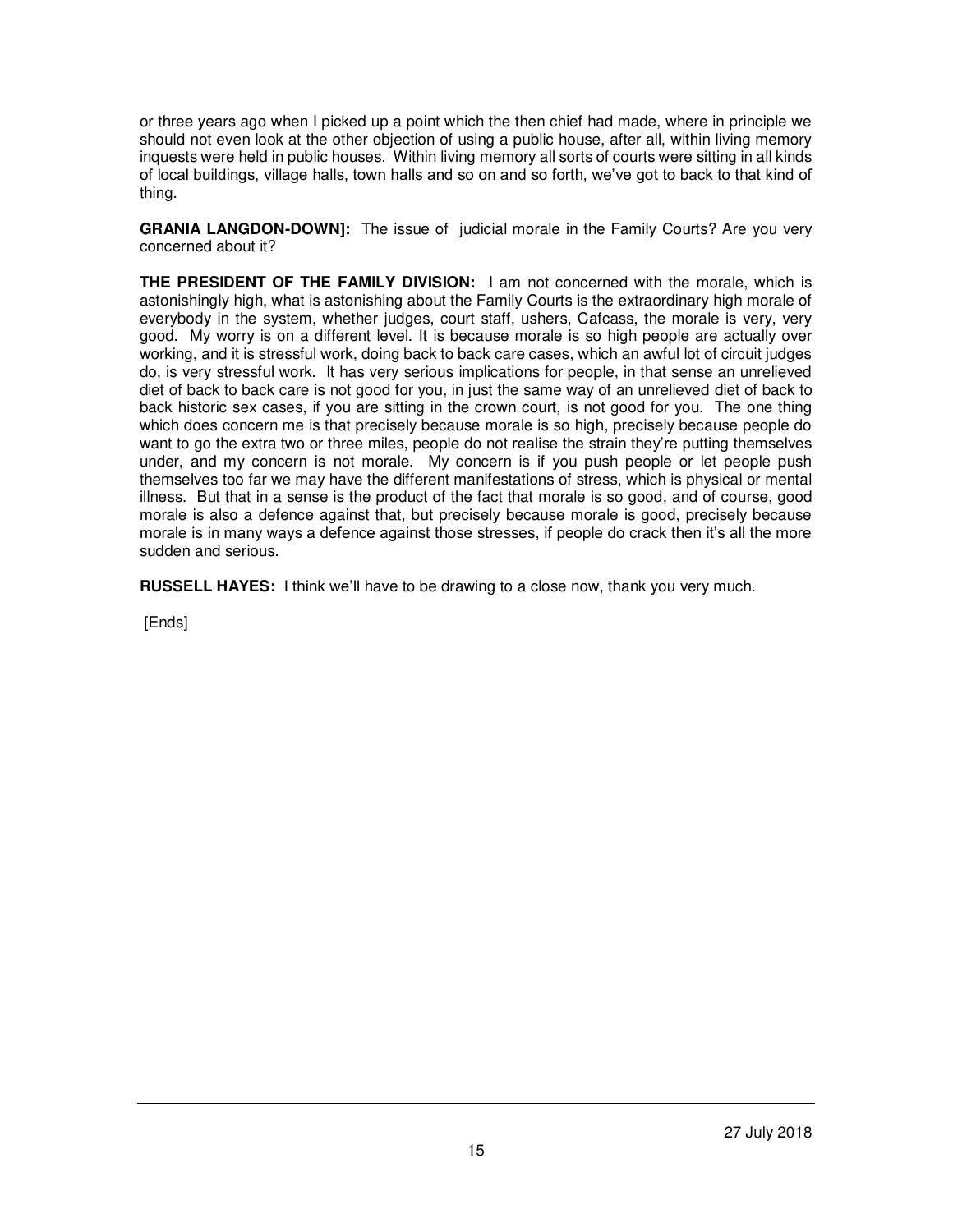or three years ago when I picked up a point which the then chief had made, where in principle we should not even look at the other objection of using a public house, after all, within living memory inquests were held in public houses. Within living memory all sorts of courts were sitting in all kinds of local buildings, village halls, town halls and so on and so forth, we've got to back to that kind of thing.

**GRANIA LANGDON-DOWN]:** The issue of judicial morale in the Family Courts? Are you very concerned about it?

**THE PRESIDENT OF THE FAMILY DIVISION:** I am not concerned with the morale, which is astonishingly high, what is astonishing about the Family Courts is the extraordinary high morale of everybody in the system, whether judges, court staff, ushers, Cafcass, the morale is very, very good. My worry is on a different level. It is because morale is so high people are actually over working, and it is stressful work, doing back to back care cases, which an awful lot of circuit judges do, is very stressful work. It has very serious implications for people, in that sense an unrelieved diet of back to back care is not good for you, in just the same way of an unrelieved diet of back to back historic sex cases, if you are sitting in the crown court, is not good for you. The one thing which does concern me is that precisely because morale is so high, precisely because people do want to go the extra two or three miles, people do not realise the strain they're putting themselves under, and my concern is not morale. My concern is if you push people or let people push themselves too far we may have the different manifestations of stress, which is physical or mental illness. But that in a sense is the product of the fact that morale is so good, and of course, good morale is also a defence against that, but precisely because morale is good, precisely because morale is in many ways a defence against those stresses, if people do crack then it's all the more sudden and serious.

**RUSSELL HAYES:** I think we'll have to be drawing to a close now, thank you very much.

[Ends]

27 July 2018